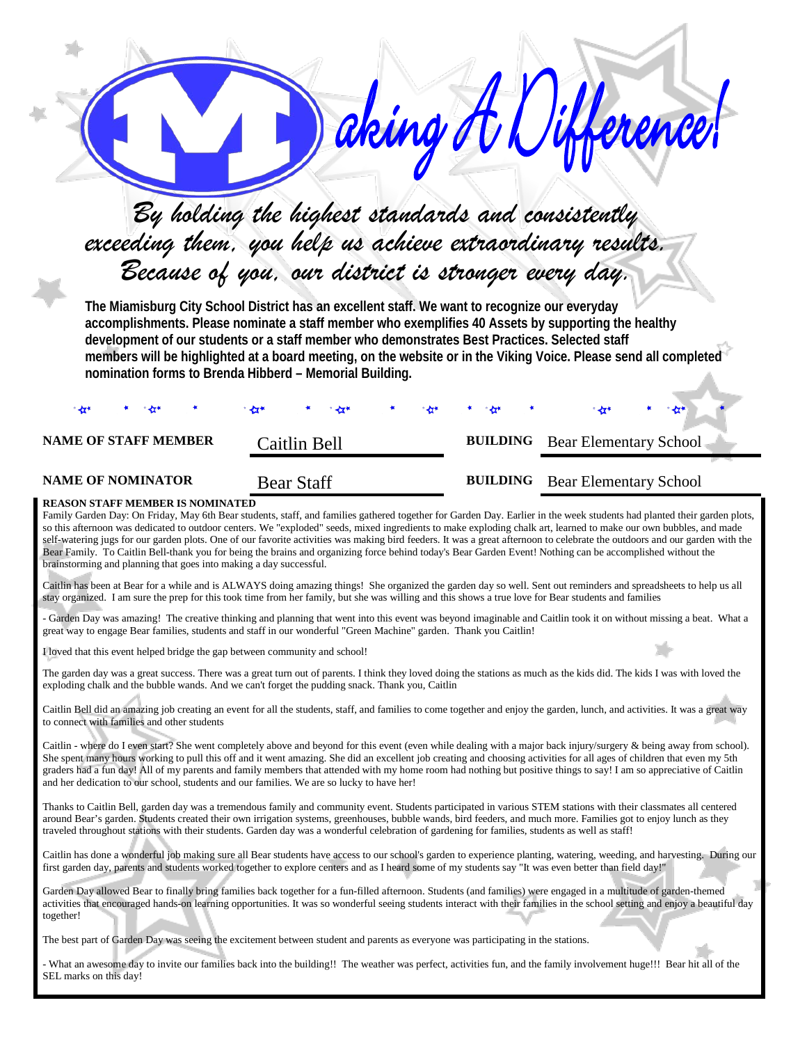# Making A Difference!

*By holding the highest standards and consistently exceeding them, you help us achieve extraordinary results. Because of you, our district is stronger every day.*

**The Miamisburg City School District has an excellent staff. We want to recognize our everyday accomplishments. Please nominate a staff member who exemplifies 40 Assets by supporting the healthy development of our students or a staff member who demonstrates Best Practices. Selected staff members will be highlighted at a board meeting, on the website or in the Viking Voice. Please send all completed nomination forms to Brenda Hibberd – Memorial Building.**

**NAME OF STAFF MEMBER** Caitlin Bell **BUILDING** Bear Elementary School

**NAME OF NOMINATOR** Bear Staff **BUILDING** Bear Elementary School

**REASON STAFF MEMBER IS NOMINATED**

Family Garden Day: On Friday, May 6th Bear students, staff, and families gathered together for Garden Day. Earlier in the week students had planted their garden plots, so this afternoon was dedicated to outdoor centers. We "exploded" seeds, mixed ingredients to make exploding chalk art, learned to make our own bubbles, and made self-watering jugs for our garden plots. One of our favorite activities was making bird feeders. It was a great afternoon to celebrate the outdoors and our garden with the Bear Family. To Caitlin Bell-thank you for being the brains and organizing force behind today's Bear Garden Event! Nothing can be accomplished without the brainstorming and planning that goes into making a day successful.

Caitlin has been at Bear for a while and is ALWAYS doing amazing things! She organized the garden day so well. Sent out reminders and spreadsheets to help us all stay organized. I am sure the prep for this took time from her family, but she was willing and this shows a true love for Bear students and families

- Garden Day was amazing! The creative thinking and planning that went into this event was beyond imaginable and Caitlin took it on without missing a beat. What a great way to engage Bear families, students and staff in our wonderful "Green Machine" garden. Thank you Caitlin!

I loved that this event helped bridge the gap between community and school!

The garden day was a great success. There was a great turn out of parents. I think they loved doing the stations as much as the kids did. The kids I was with loved the exploding chalk and the bubble wands. And we can't forget the pudding snack. Thank you, Caitlin

Caitlin Bell did an amazing job creating an event for all the students, staff, and families to come together and enjoy the garden, lunch, and activities. It was a great way to connect with families and other students

Caitlin - where do I even start? She went completely above and beyond for this event (even while dealing with a major back injury/surgery & being away from school). She spent many hours working to pull this off and it went amazing. She did an excellent job creating and choosing activities for all ages of children that even my 5th graders had a fun day! All of my parents and family members that attended with my home room had nothing but positive things to say! I am so appreciative of Caitlin and her dedication to our school, students and our families. We are so lucky to have her!

Thanks to Caitlin Bell, garden day was a tremendous family and community event. Students participated in various STEM stations with their classmates all centered around Bear's garden. Students created their own irrigation systems, greenhouses, bubble wands, bird feeders, and much more. Families got to enjoy lunch as they traveled throughout stations with their students. Garden day was a wonderful celebration of gardening for families, students as well as staff!

Caitlin has done a wonderful job making sure all Bear students have access to our school's garden to experience planting, watering, weeding, and harvesting. During our first garden day, parents and students worked together to explore centers and as I heard some of my students say "It was even better than field day!"

Garden Day allowed Bear to finally bring families back together for a fun-filled afternoon. Students (and families) were engaged in a multitude of garden-themed activities that encouraged hands-on learning opportunities. It was so wonderful seeing students interact with their families in the school setting and enjoy a beautiful day together!

The best part of Garden Day was seeing the excitement between student and parents as everyone was participating in the stations.

- What an awesome day to invite our families back into the building!! The weather was perfect, activities fun, and the family involvement huge!!! Bear hit all of the SEL marks on this day!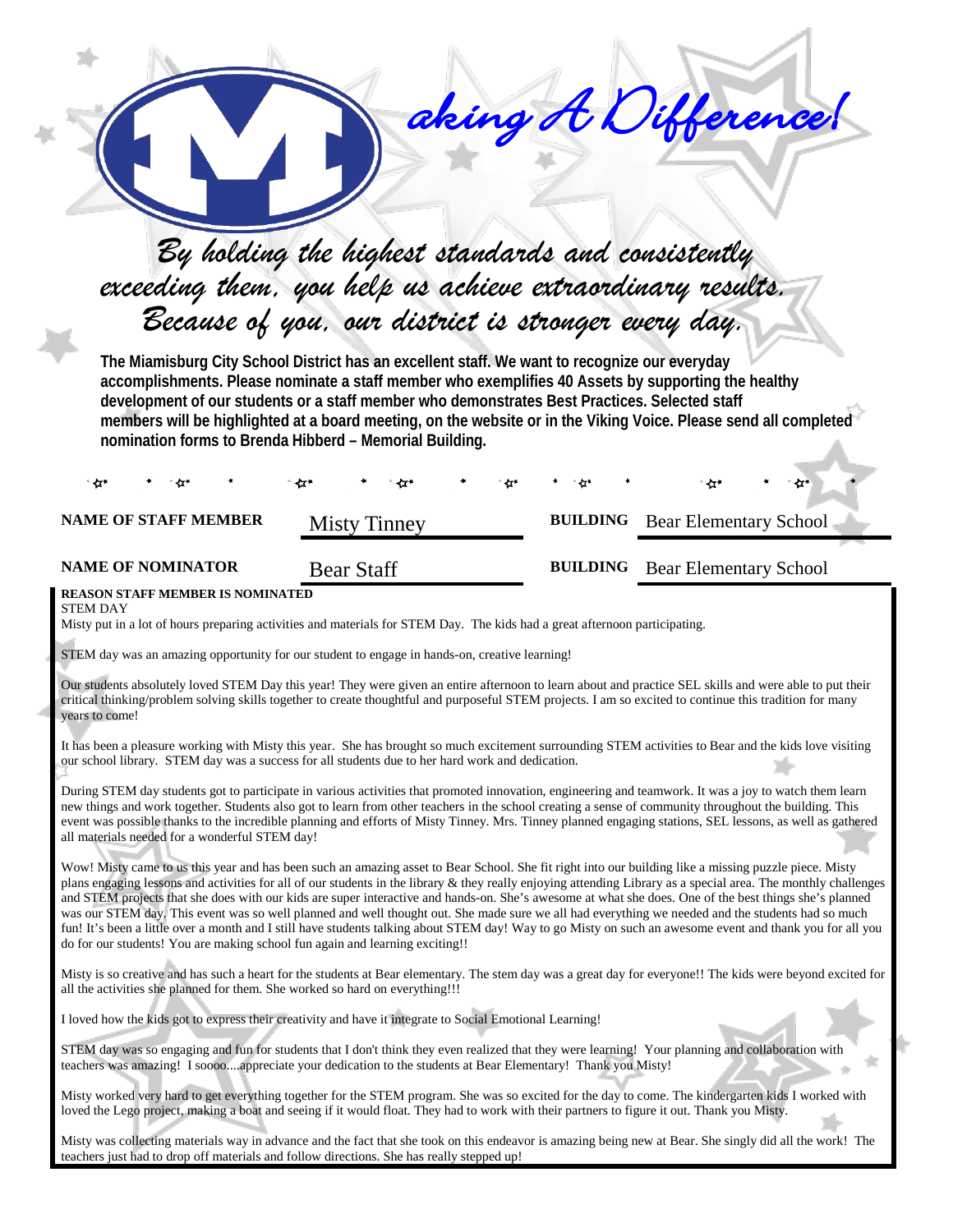# aking A Difference!

*By holding the highest standards and consistently exceeding them, you help us achieve extraordinary results. Because of you, our district is stronger every day.*

**The Miamisburg City School District has an excellent staff. We want to recognize our everyday accomplishments. Please nominate a staff member who exemplifies 40 Assets by supporting the healthy development of our students or a staff member who demonstrates Best Practices. Selected staff members will be highlighted at a board meeting, on the website or in the Viking Voice. Please send all completed nomination forms to Brenda Hibberd – Memorial Building.**

| | | | |
|---|---|---|---|
| **NAME OF STAFF MEMBER** | Misty Tinney | **BUILDING** | Bear Elementary School |
| **NAME OF NOMINATOR** | Bear Staff | **BUILDING** | Bear Elementary School |

**REASON STAFF MEMBER IS NOMINATED**

STEM DAY

Misty put in a lot of hours preparing activities and materials for STEM Day. The kids had a great afternoon participating.

STEM day was an amazing opportunity for our student to engage in hands-on, creative learning!

Our students absolutely loved STEM Day this year! They were given an entire afternoon to learn about and practice SEL skills and were able to put their critical thinking/problem solving skills together to create thoughtful and purposeful STEM projects. I am so excited to continue this tradition for many years to come!

It has been a pleasure working with Misty this year. She has brought so much excitement surrounding STEM activities to Bear and the kids love visiting our school library. STEM day was a success for all students due to her hard work and dedication.

During STEM day students got to participate in various activities that promoted innovation, engineering and teamwork. It was a joy to watch them learn new things and work together. Students also got to learn from other teachers in the school creating a sense of community throughout the building. This event was possible thanks to the incredible planning and efforts of Misty Tinney. Mrs. Tinney planned engaging stations, SEL lessons, as well as gathered all materials needed for a wonderful STEM day!

Wow! Misty came to us this year and has been such an amazing asset to Bear School. She fit right into our building like a missing puzzle piece. Misty plans engaging lessons and activities for all of our students in the library & they really enjoying attending Library as a special area. The monthly challenges and STEM projects that she does with our kids are super interactive and hands-on. She's awesome at what she does. One of the best things she's planned was our STEM day. This event was so well planned and well thought out. She made sure we all had everything we needed and the students had so much fun! It's been a little over a month and I still have students talking about STEM day! Way to go Misty on such an awesome event and thank you for all you do for our students! You are making school fun again and learning exciting!!

Misty is so creative and has such a heart for the students at Bear elementary. The stem day was a great day for everyone!! The kids were beyond excited for all the activities she planned for them. She worked so hard on everything!!!

I loved how the kids got to express their creativity and have it integrate to Social Emotional Learning!

STEM day was so engaging and fun for students that I don't think they even realized that they were learning! Your planning and collaboration with teachers was amazing! I soooo....appreciate your dedication to the students at Bear Elementary! Thank you Misty!

Misty worked very hard to get everything together for the STEM program. She was so excited for the day to come. The kindergarten kids I worked with loved the Lego project, making a boat and seeing if it would float. They had to work with their partners to figure it out. Thank you Misty.

Misty was collecting materials way in advance and the fact that she took on this endeavor is amazing being new at Bear. She singly did all the work! The teachers just had to drop off materials and follow directions. She has really stepped up!